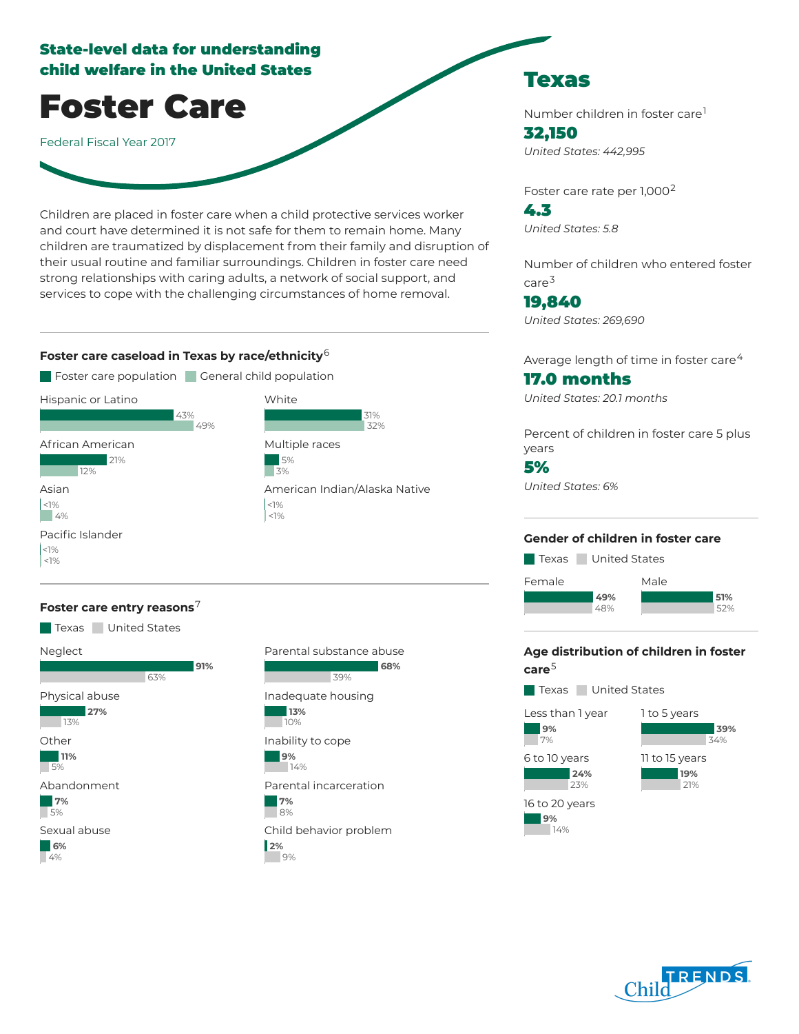**State-level data for understanding child welfare in the United States**

# Foster Care

Federal Fiscal Year 2017

Children are placed in foster care when a child protective services worker and court have determined it is not safe for them to remain home. Many children are traumatized by displacement from their family and disruption of their usual routine and familiar surroundings. Children in foster care need strong relationships with caring adults, a network of social support, and services to cope with the challenging circumstances of home removal.

### Foster care caseload in Texas by race/ethnicity[6]

| Race/ethnicity | Foster care population | General child population |
| --- | --- | --- |
| Hispanic or Latino | 43% | 49% |
| White | 31% | 32% |
| African American | 21% | 12% |
| Multiple races | 5% | 3% |
| Asian | <1% | 4% |
| American Indian/Alaska Native | <1% | <1% |
| Pacific Islander | <1% | <1% |

### Foster care entry reasons[7]

| Reason | Texas | United States |
| --- | --- | --- |
| Neglect | 91% | 63% |
| Parental substance abuse | 68% | 39% |
| Physical abuse | 27% | 13% |
| Inadequate housing | 13% | 10% |
| Other | 11% | 5% |
| Inability to cope | 9% | 14% |
| Abandonment | 7% | 5% |
| Parental incarceration | 7% | 8% |
| Sexual abuse | 6% | 4% |
| Child behavior problem | 2% | 9% |

## Texas

Number children in foster care[1]

**32,150**

*United States: 442,995*

Foster care rate per 1,000[2]

**4.3**

*United States: 5.8*

Number of children who entered foster care[3]

**19,840**

*United States: 269,690*

Average length of time in foster care[4]

**17.0 months**

*United States: 20.1 months*

Percent of children in foster care 5 plus years

**5%**

*United States: 6%*

### Gender of children in foster care

| Gender | Texas | United States |
| --- | --- | --- |
| Female | 49% | 48% |
| Male | 51% | 52% |

### Age distribution of children in foster care[5]

| Age | Texas | United States |
| --- | --- | --- |
| Less than 1 year | 9% | 7% |
| 1 to 5 years | 39% | 34% |
| 6 to 10 years | 24% | 23% |
| 11 to 15 years | 19% | 21% |
| 16 to 20 years | 9% | 14% |

Child TRENDS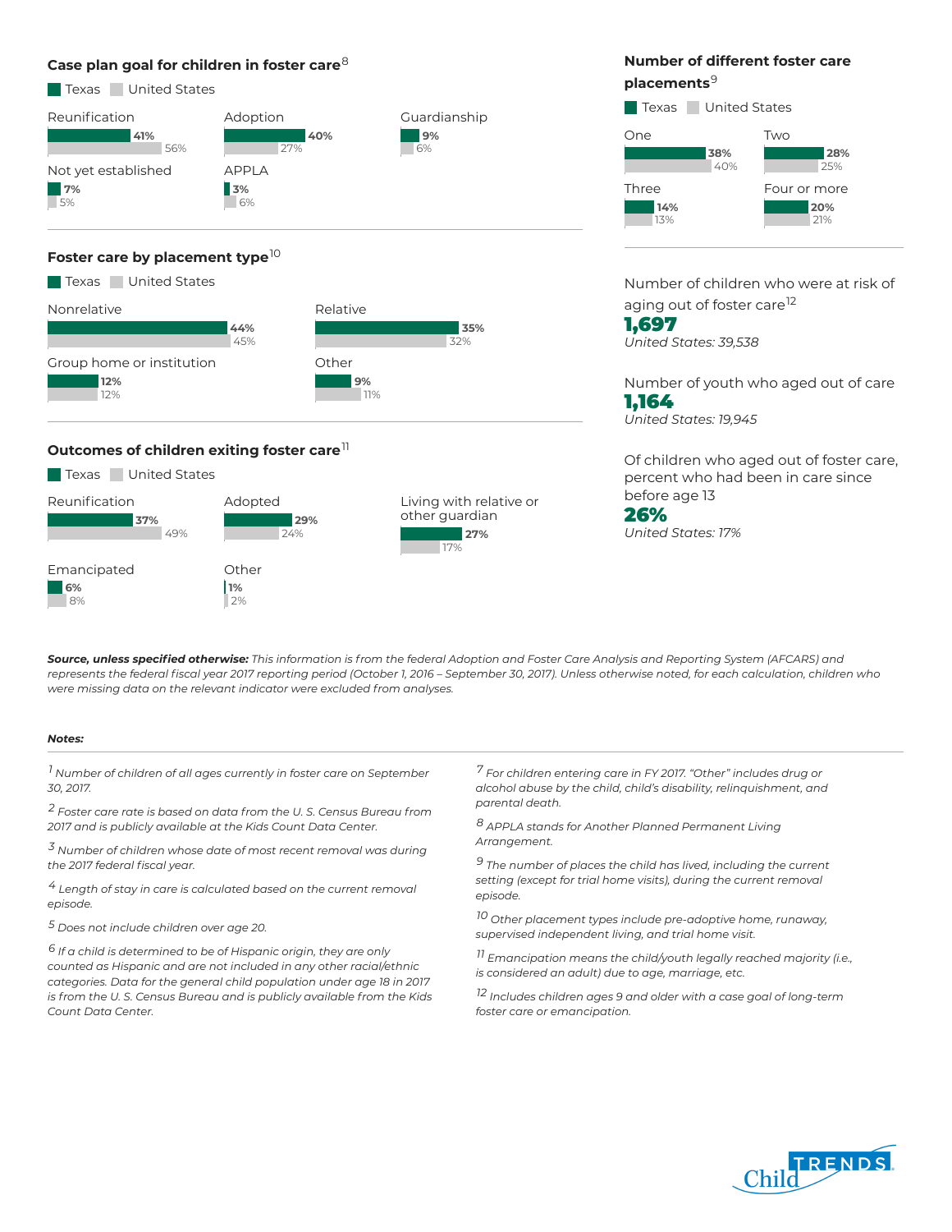### Case plan goal for children in foster care[8]

Texas United States

Reunification
41%
56%

Adoption
40%
27%

Guardianship
9%
6%

Not yet established
7%
5%

APPLA
3%
6%

### Foster care by placement type[10]

Texas United States

Nonrelative
44%
45%

Relative
35%
32%

Group home or institution
12%
12%

Other
9%
11%

### Outcomes of children exiting foster care[11]

Texas United States

Reunification
37%
49%

Adopted
29%
24%

Living with relative or other guardian
27%
17%

Emancipated
6%
8%

Other
1%
2%

### Number of different foster care placements[9]

Texas United States

One
38%
40%

Two
28%
25%

Three
14%
13%

Four or more
20%
21%

Number of children who were at risk of aging out of foster care[12]

**1,697**

*United States: 39,538*

Number of youth who aged out of care

**1,164**

*United States: 19,945*

Of children who aged out of foster care, percent who had been in care since before age 13

**26%**

*United States: 17%*

***Source, unless specified otherwise:*** *This information is from the federal Adoption and Foster Care Analysis and Reporting System (AFCARS) and represents the federal fiscal year 2017 reporting period (October 1, 2016 – September 30, 2017). Unless otherwise noted, for each calculation, children who were missing data on the relevant indicator were excluded from analyses.*

***Notes:***

*1 Number of children of all ages currently in foster care on September 30, 2017.*

*2 Foster care rate is based on data from the U. S. Census Bureau from 2017 and is publicly available at the Kids Count Data Center.*

*3 Number of children whose date of most recent removal was during the 2017 federal fiscal year.*

*4 Length of stay in care is calculated based on the current removal episode.*

*5 Does not include children over age 20.*

*6 If a child is determined to be of Hispanic origin, they are only counted as Hispanic and are not included in any other racial/ethnic categories. Data for the general child population under age 18 in 2017 is from the U. S. Census Bureau and is publicly available from the Kids Count Data Center.*

*7 For children entering care in FY 2017. "Other" includes drug or alcohol abuse by the child, child's disability, relinquishment, and parental death.*

*8 APPLA stands for Another Planned Permanent Living Arrangement.*

*9 The number of places the child has lived, including the current setting (except for trial home visits), during the current removal episode.*

*10 Other placement types include pre-adoptive home, runaway, supervised independent living, and trial home visit.*

*11 Emancipation means the child/youth legally reached majority (i.e., is considered an adult) due to age, marriage, etc.*

*12 Includes children ages 9 and older with a case goal of long-term foster care or emancipation.*

Child TRENDS